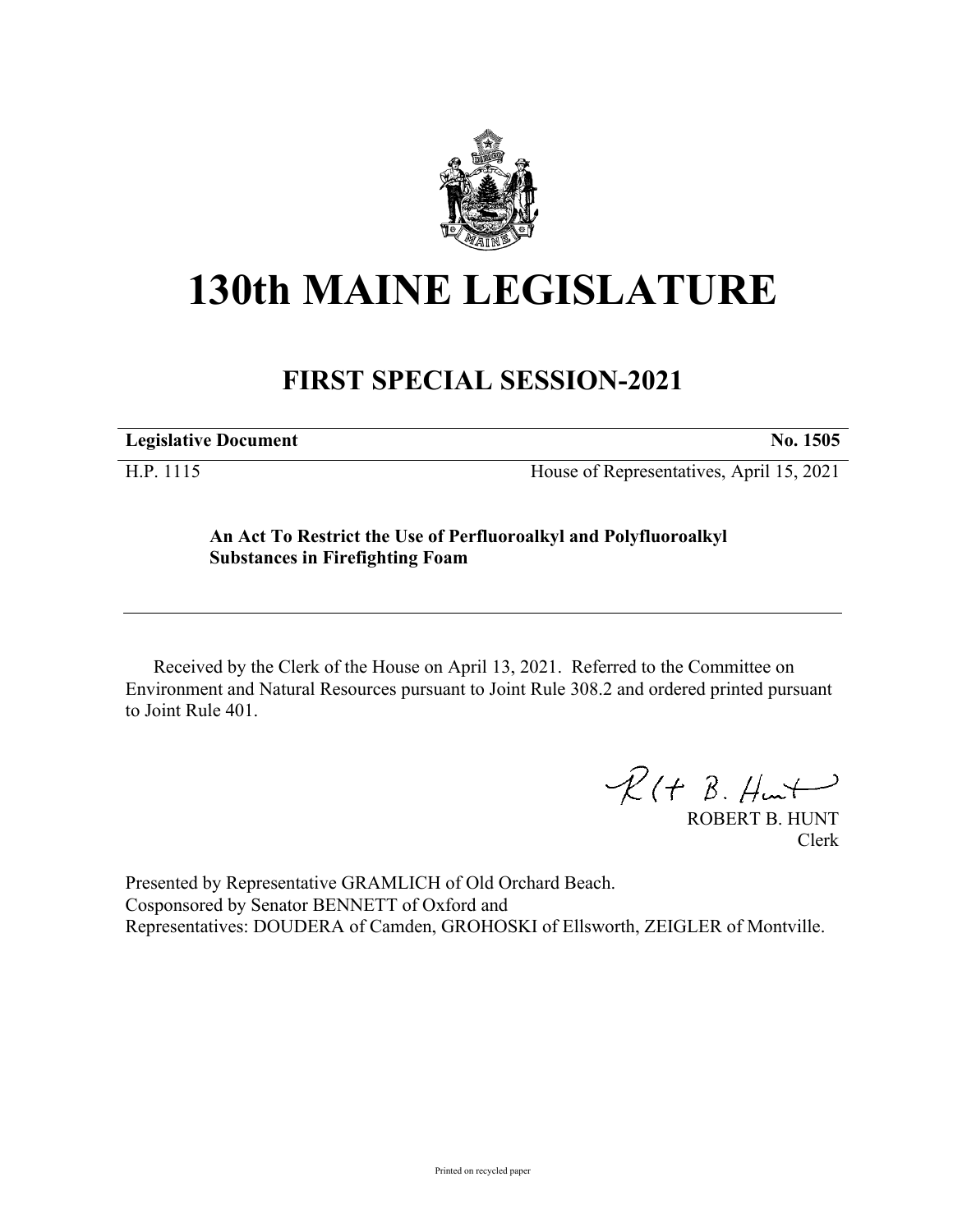# 130th MAINE LEGISLATURE

## FIRST SPECIAL SESSION-2021

| **Legislative Document** | **No. 1505** |
|---|---|
| H.P. 1115 | House of Representatives, April 15, 2021 |

**An Act To Restrict the Use of Perfluoroalkyl and Polyfluoroalkyl Substances in Firefighting Foam**

---

Received by the Clerk of the House on April 13, 2021. Referred to the Committee on Environment and Natural Resources pursuant to Joint Rule 308.2 and ordered printed pursuant to Joint Rule 401.

ROBERT B. HUNT
Clerk

Presented by Representative GRAMLICH of Old Orchard Beach.
Cosponsored by Senator BENNETT of Oxford and
Representatives: DOUDERA of Camden, GROHOSKI of Ellsworth, ZEIGLER of Montville.

Printed on recycled paper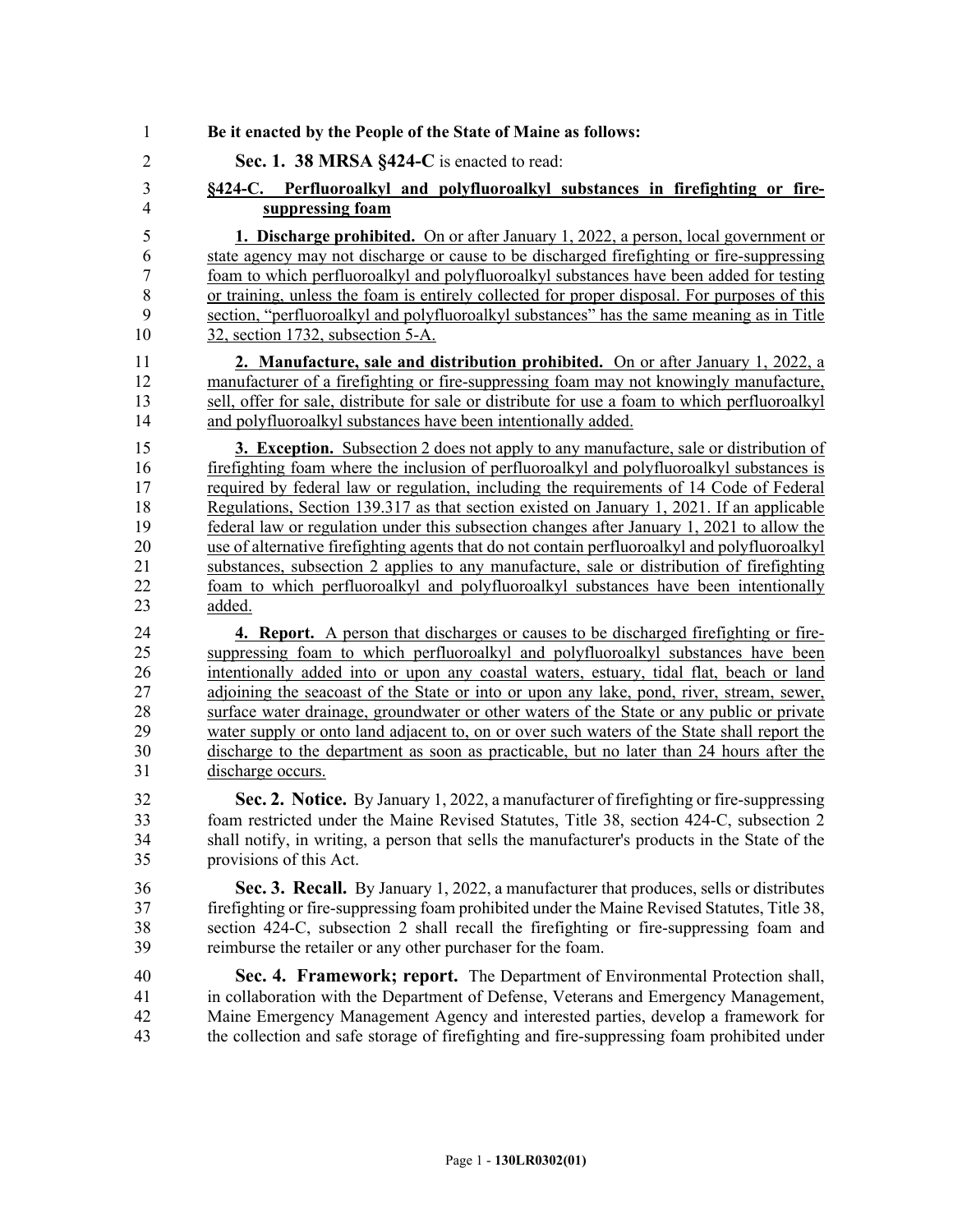**Be it enacted by the People of the State of Maine as follows:**

**Sec. 1. 38 MRSA §424-C** is enacted to read:

**§424-C. Perfluoroalkyl and polyfluoroalkyl substances in firefighting or fire-suppressing foam**

**1. Discharge prohibited.** On or after January 1, 2022, a person, local government or state agency may not discharge or cause to be discharged firefighting or fire-suppressing foam to which perfluoroalkyl and polyfluoroalkyl substances have been added for testing or training, unless the foam is entirely collected for proper disposal. For purposes of this section, "perfluoroalkyl and polyfluoroalkyl substances" has the same meaning as in Title 32, section 1732, subsection 5-A.

**2. Manufacture, sale and distribution prohibited.** On or after January 1, 2022, a manufacturer of a firefighting or fire-suppressing foam may not knowingly manufacture, sell, offer for sale, distribute for sale or distribute for use a foam to which perfluoroalkyl and polyfluoroalkyl substances have been intentionally added.

**3. Exception.** Subsection 2 does not apply to any manufacture, sale or distribution of firefighting foam where the inclusion of perfluoroalkyl and polyfluoroalkyl substances is required by federal law or regulation, including the requirements of 14 Code of Federal Regulations, Section 139.317 as that section existed on January 1, 2021. If an applicable federal law or regulation under this subsection changes after January 1, 2021 to allow the use of alternative firefighting agents that do not contain perfluoroalkyl and polyfluoroalkyl substances, subsection 2 applies to any manufacture, sale or distribution of firefighting foam to which perfluoroalkyl and polyfluoroalkyl substances have been intentionally added.

**4. Report.** A person that discharges or causes to be discharged firefighting or fire-suppressing foam to which perfluoroalkyl and polyfluoroalkyl substances have been intentionally added into or upon any coastal waters, estuary, tidal flat, beach or land adjoining the seacoast of the State or into or upon any lake, pond, river, stream, sewer, surface water drainage, groundwater or other waters of the State or any public or private water supply or onto land adjacent to, on or over such waters of the State shall report the discharge to the department as soon as practicable, but no later than 24 hours after the discharge occurs.

**Sec. 2. Notice.** By January 1, 2022, a manufacturer of firefighting or fire-suppressing foam restricted under the Maine Revised Statutes, Title 38, section 424-C, subsection 2 shall notify, in writing, a person that sells the manufacturer's products in the State of the provisions of this Act.

**Sec. 3. Recall.** By January 1, 2022, a manufacturer that produces, sells or distributes firefighting or fire-suppressing foam prohibited under the Maine Revised Statutes, Title 38, section 424-C, subsection 2 shall recall the firefighting or fire-suppressing foam and reimburse the retailer or any other purchaser for the foam.

**Sec. 4. Framework; report.** The Department of Environmental Protection shall, in collaboration with the Department of Defense, Veterans and Emergency Management, Maine Emergency Management Agency and interested parties, develop a framework for the collection and safe storage of firefighting and fire-suppressing foam prohibited under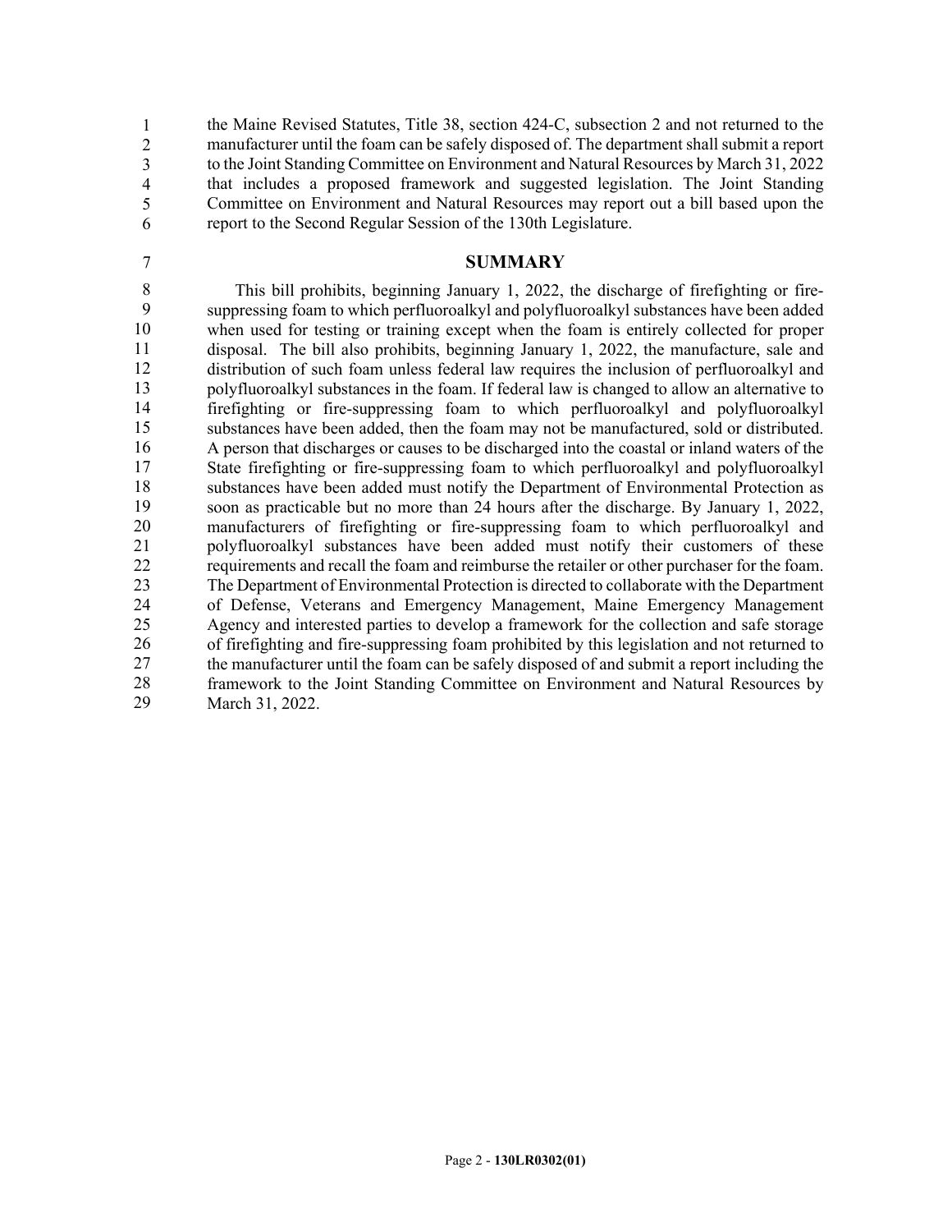the Maine Revised Statutes, Title 38, section 424-C, subsection 2 and not returned to the manufacturer until the foam can be safely disposed of. The department shall submit a report to the Joint Standing Committee on Environment and Natural Resources by March 31, 2022 that includes a proposed framework and suggested legislation. The Joint Standing Committee on Environment and Natural Resources may report out a bill based upon the report to the Second Regular Session of the 130th Legislature.

## SUMMARY

This bill prohibits, beginning January 1, 2022, the discharge of firefighting or fire-suppressing foam to which perfluoroalkyl and polyfluoroalkyl substances have been added when used for testing or training except when the foam is entirely collected for proper disposal. The bill also prohibits, beginning January 1, 2022, the manufacture, sale and distribution of such foam unless federal law requires the inclusion of perfluoroalkyl and polyfluoroalkyl substances in the foam. If federal law is changed to allow an alternative to firefighting or fire-suppressing foam to which perfluoroalkyl and polyfluoroalkyl substances have been added, then the foam may not be manufactured, sold or distributed. A person that discharges or causes to be discharged into the coastal or inland waters of the State firefighting or fire-suppressing foam to which perfluoroalkyl and polyfluoroalkyl substances have been added must notify the Department of Environmental Protection as soon as practicable but no more than 24 hours after the discharge. By January 1, 2022, manufacturers of firefighting or fire-suppressing foam to which perfluoroalkyl and polyfluoroalkyl substances have been added must notify their customers of these requirements and recall the foam and reimburse the retailer or other purchaser for the foam. The Department of Environmental Protection is directed to collaborate with the Department of Defense, Veterans and Emergency Management, Maine Emergency Management Agency and interested parties to develop a framework for the collection and safe storage of firefighting and fire-suppressing foam prohibited by this legislation and not returned to the manufacturer until the foam can be safely disposed of and submit a report including the framework to the Joint Standing Committee on Environment and Natural Resources by March 31, 2022.